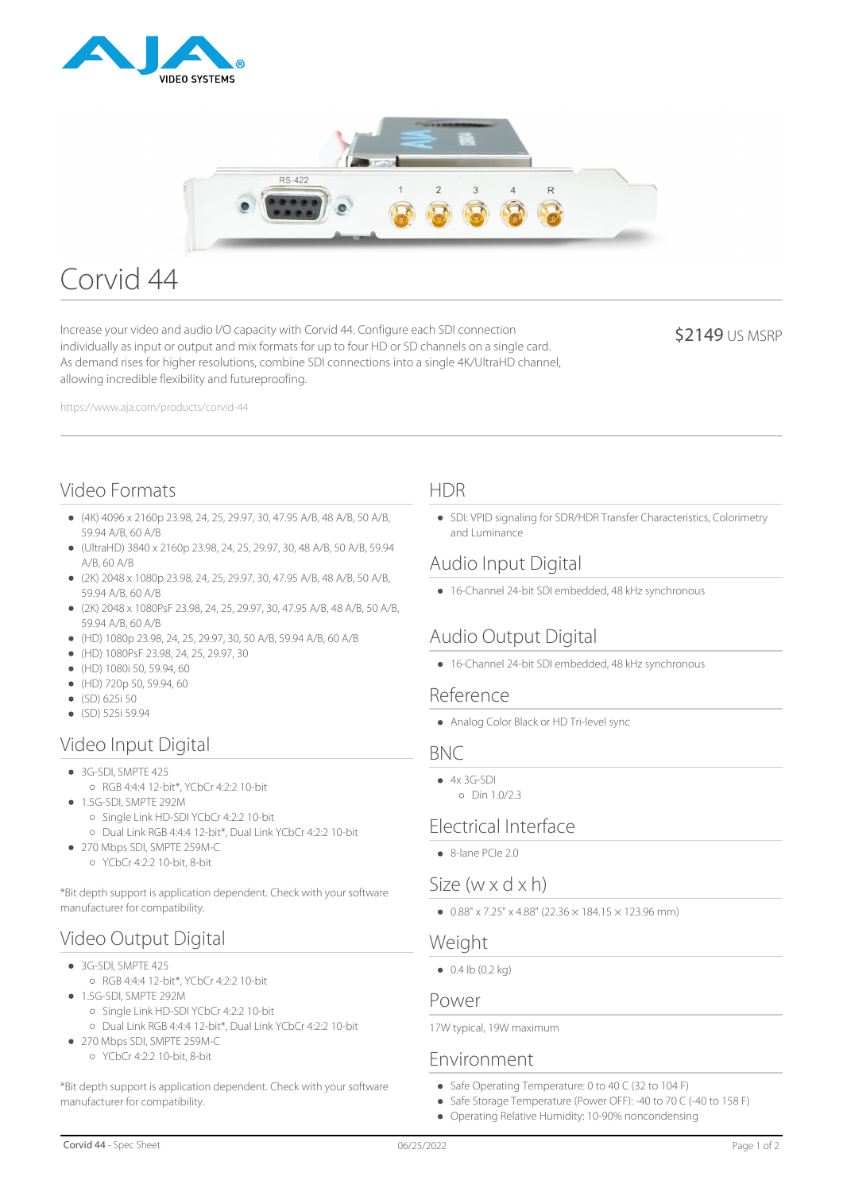# Corvid 44

Increase your video and audio I/O capacity with Corvid 44. Configure each SDI connection individually as input or output and mix formats for up to four HD or SD channels on a single card. As demand rises for higher resolutions, combine SDI connections into a single 4K/UltraHD channel, allowing incredible flexibility and futureproofing.

$2149 US MSRP

https://www.aja.com/products/corvid-44

## Video Formats

- (4K) 4096 x 2160p 23.98, 24, 25, 29.97, 30, 47.95 A/B, 48 A/B, 50 A/B, 59.94 A/B, 60 A/B
- (UltraHD) 3840 x 2160p 23.98, 24, 25, 29.97, 30, 48 A/B, 50 A/B, 59.94 A/B, 60 A/B
- (2K) 2048 x 1080p 23.98, 24, 25, 29.97, 30, 47.95 A/B, 48 A/B, 50 A/B, 59.94 A/B, 60 A/B
- (2K) 2048 x 1080PsF 23.98, 24, 25, 29.97, 30, 47.95 A/B, 48 A/B, 50 A/B, 59.94 A/B, 60 A/B
- (HD) 1080p 23.98, 24, 25, 29.97, 30, 50 A/B, 59.94 A/B, 60 A/B
- (HD) 1080PsF 23.98, 24, 25, 29.97, 30
- (HD) 1080i 50, 59.94, 60
- (HD) 720p 50, 59.94, 60
- (SD) 625i 50
- (SD) 525i 59.94

## Video Input Digital

- 3G-SDI, SMPTE 425
  - RGB 4:4:4 12-bit*, YCbCr 4:2:2 10-bit
- 1.5G-SDI, SMPTE 292M
  - Single Link HD-SDI YCbCr 4:2:2 10-bit
  - Dual Link RGB 4:4:4 12-bit*, Dual Link YCbCr 4:2:2 10-bit
- 270 Mbps SDI, SMPTE 259M-C
  - YCbCr 4:2:2 10-bit, 8-bit

*Bit depth support is application dependent. Check with your software manufacturer for compatibility.

## Video Output Digital

- 3G-SDI, SMPTE 425
  - RGB 4:4:4 12-bit*, YCbCr 4:2:2 10-bit
- 1.5G-SDI, SMPTE 292M
  - Single Link HD-SDI YCbCr 4:2:2 10-bit
  - Dual Link RGB 4:4:4 12-bit*, Dual Link YCbCr 4:2:2 10-bit
- 270 Mbps SDI, SMPTE 259M-C
  - YCbCr 4:2:2 10-bit, 8-bit

*Bit depth support is application dependent. Check with your software manufacturer for compatibility.

## HDR

- SDI: VPID signaling for SDR/HDR Transfer Characteristics, Colorimetry and Luminance

## Audio Input Digital

- 16-Channel 24-bit SDI embedded, 48 kHz synchronous

## Audio Output Digital

- 16-Channel 24-bit SDI embedded, 48 kHz synchronous

## Reference

- Analog Color Black or HD Tri-level sync

## BNC

- 4x 3G-SDI
  - Din 1.0/2.3

## Electrical Interface

- 8-lane PCIe 2.0

## Size (w x d x h)

- 0.88" x 7.25" x 4.88" (22.36 × 184.15 × 123.96 mm)

## Weight

- 0.4 lb (0.2 kg)

## Power

17W typical, 19W maximum

## Environment

- Safe Operating Temperature: 0 to 40 C (32 to 104 F)
- Safe Storage Temperature (Power OFF): -40 to 70 C (-40 to 158 F)
- Operating Relative Humidity: 10-90% noncondensing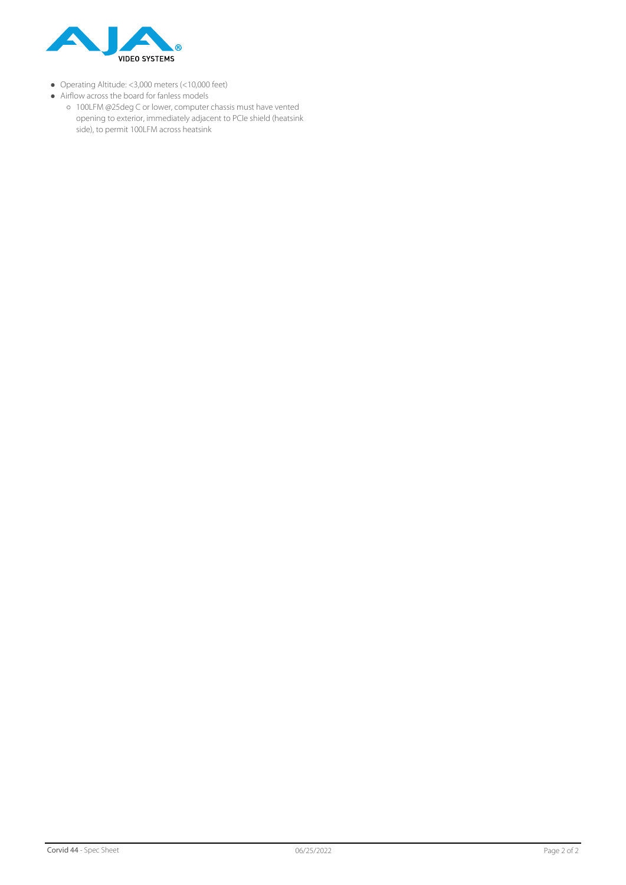- Operating Altitude: <3,000 meters (<10,000 feet)
- Airflow across the board for fanless models
  - 100LFM @25deg C or lower, computer chassis must have vented opening to exterior, immediately adjacent to PCIe shield (heatsink side), to permit 100LFM across heatsink